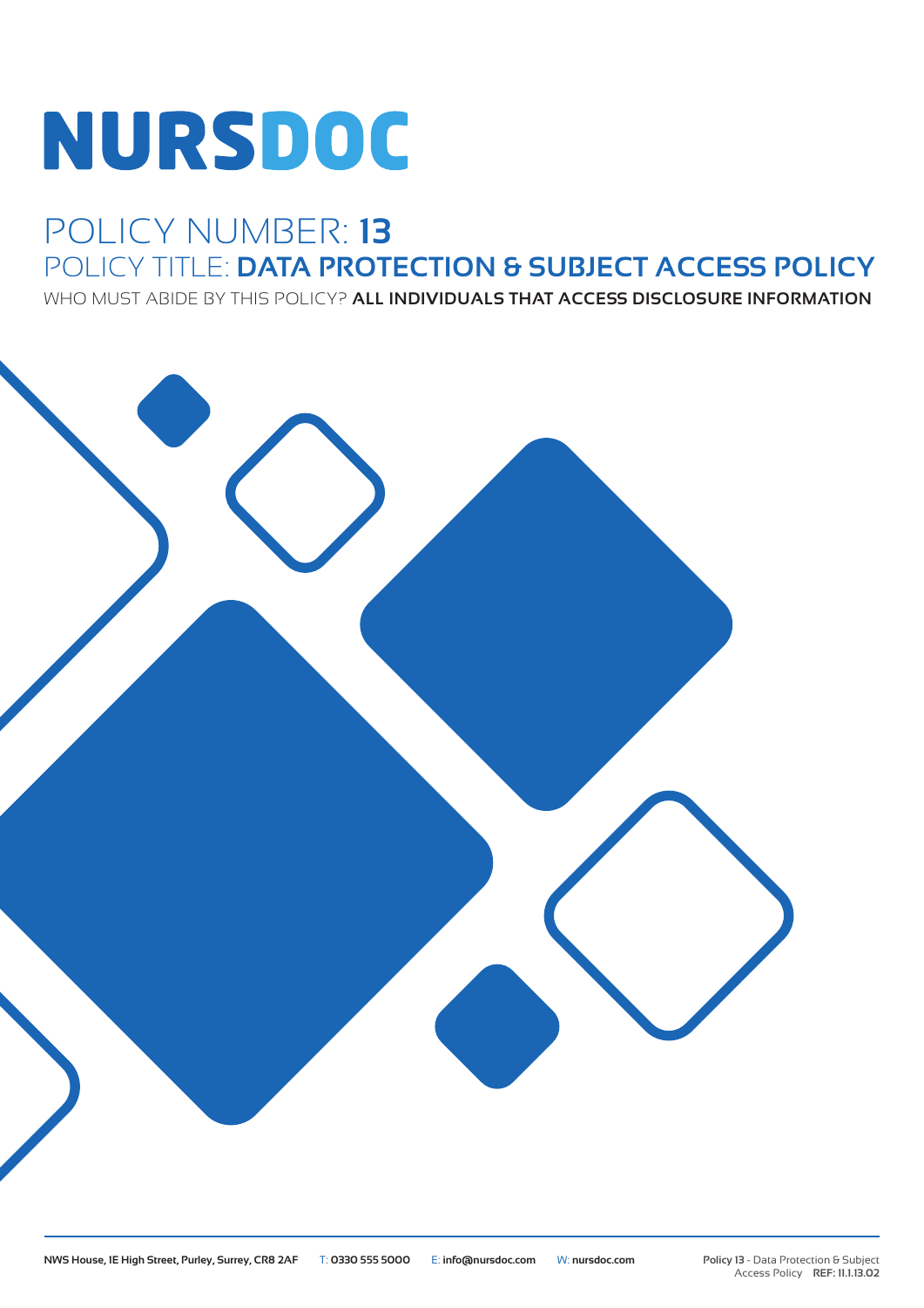# NURSDOC

## POLICY NUMBER: **13**

## POLICY TITLE: **DATA PROTECTION & SUBJECT ACCESS POLICY**

WHO MUST ABIDE BY THIS POLICY? **ALL INDIVIDUALS THAT ACCESS DISCLOSURE INFORMATION**

**NWS House, 1E High Street, Purley, Surrey, CR8 2AF** T: **0330 555 5000** E: **info@nursdoc.com** W: **nursdoc.com**

**Policy 13** - Data Protection & Subject Access Policy **REF: 11.1.13.02**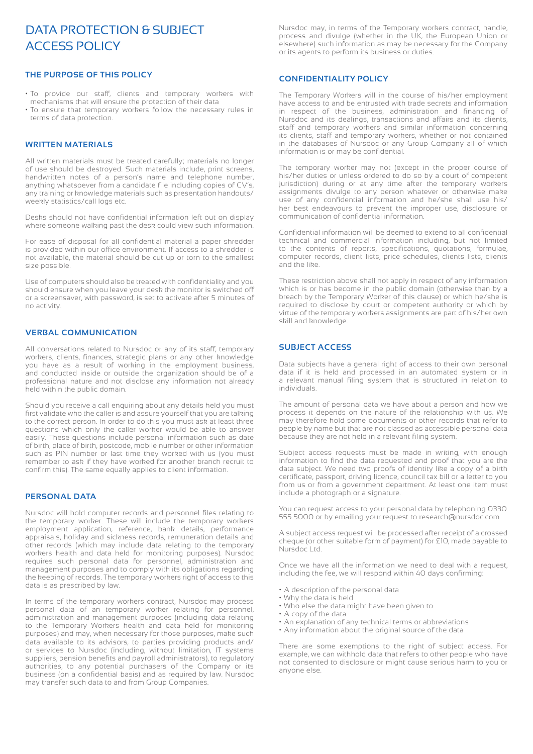# DATA PROTECTION & SUBJECT ACCESS POLICY

### THE PURPOSE OF THIS POLICY

- To provide our staff, clients and temporary workers with mechanisms that will ensure the protection of their data
- To ensure that temporary workers follow the necessary rules in terms of data protection.

### WRITTEN MATERIALS

All written materials must be treated carefully; materials no longer of use should be destroyed. Such materials include, print screens, handwritten notes of a person's name and telephone number, anything whatsoever from a candidate file including copies of CV's, any training or knowledge materials such as presentation handouts/ weekly statistics/call logs etc.

Desks should not have confidential information left out on display where someone walking past the desk could view such information.

For ease of disposal for all confidential material a paper shredder is provided within our office environment. If access to a shredder is not available, the material should be cut up or torn to the smallest size possible.

Use of computers should also be treated with confidentiality and you should ensure when you leave your desk the monitor is switched off or a screensaver, with password, is set to activate after 5 minutes of no activity.

### VERBAL COMMUNICATION

All conversations related to Nursdoc or any of its staff, temporary workers, clients, finances, strategic plans or any other knowledge you have as a result of working in the employment business, and conducted inside or outside the organization should be of a professional nature and not disclose any information not already held within the public domain.

Should you receive a call enquiring about any details held you must first validate who the caller is and assure yourself that you are talking to the correct person. In order to do this you must ask at least three questions which only the caller worker would be able to answer easily. These questions include personal information such as date of birth, place of birth, postcode, mobile number or other information such as PIN number or last time they worked with us (you must remember to ask if they have worked for another branch recruit to confirm this). The same equally applies to client information.

### PERSONAL DATA

Nursdoc will hold computer records and personnel files relating to the temporary worker. These will include the temporary workers employment application, reference, bank details, performance appraisals, holiday and sickness records, remuneration details and other records (which may include data relating to the temporary workers health and data held for monitoring purposes). Nursdoc requires such personal data for personnel, administration and management purposes and to comply with its obligations regarding the keeping of records. The temporary workers right of access to this data is as prescribed by law.

In terms of the temporary workers contract, Nursdoc may process personal data of an temporary worker relating for personnel, administration and management purposes (including data relating to the Temporary Workers health and data held for monitoring purposes) and may, when necessary for those purposes, make such data available to its advisors, to parties providing products and/ or services to Nursdoc (including, without limitation, IT systems suppliers, pension benefits and payroll administrators), to regulatory authorities, to any potential purchasers of the Company or its business (on a confidential basis) and as required by law. Nursdoc may transfer such data to and from Group Companies.

Nursdoc may, in terms of the Temporary workers contract, handle, process and divulge (whether in the UK, the European Union or elsewhere) such information as may be necessary for the Company or its agents to perform its business or duties.

### CONFIDENTIALITY POLICY

The Temporary Workers will in the course of his/her employment have access to and be entrusted with trade secrets and information in respect of the business, administration and financing of Nursdoc and its dealings, transactions and affairs and its clients, staff and temporary workers and similar information concerning its clients, staff and temporary workers, whether or not contained in the databases of Nursdoc or any Group Company all of which information is or may be confidential.

The temporary worker may not (except in the proper course of his/her duties or unless ordered to do so by a court of competent jurisdiction) during or at any time after the temporary workers assignments divulge to any person whatever or otherwise make use of any confidential information and he/she shall use his/ her best endeavours to prevent the improper use, disclosure or communication of confidential information.

Confidential information will be deemed to extend to all confidential technical and commercial information including, but not limited to the contents of reports, specifications, quotations, formulae, computer records, client lists, price schedules, clients lists, clients and the like.

These restriction above shall not apply in respect of any information which is or has become in the public domain (otherwise than by a breach by the Temporary Worker of this clause) or which he/she is required to disclose by court or competent authority or which by virtue of the temporary workers assignments are part of his/her own skill and knowledge.

### SUBJECT ACCESS

Data subjects have a general right of access to their own personal data if it is held and processed in an automated system or in a relevant manual filing system that is structured in relation to individuals.

The amount of personal data we have about a person and how we process it depends on the nature of the relationship with us. We may therefore hold some documents or other records that refer to people by name but that are not classed as accessible personal data because they are not held in a relevant filing system.

Subject access requests must be made in writing, with enough information to find the data requested and proof that you are the data subject. We need two proofs of identity like a copy of a birth certificate, passport, driving licence, council tax bill or a letter to you from us or from a government department. At least one item must include a photograph or a signature.

You can request access to your personal data by telephoning 0330 555 5000 or by emailing your request to research@nursdoc.com

A subject access request will be processed after receipt of a crossed cheque (or other suitable form of payment) for £10, made payable to Nursdoc Ltd.

Once we have all the information we need to deal with a request, including the fee, we will respond within 40 days confirming:

- A description of the personal data
- Why the data is held
- Who else the data might have been given to
- A copy of the data
- An explanation of any technical terms or abbreviations
- Any information about the original source of the data

There are some exemptions to the right of subject access. For example, we can withhold data that refers to other people who have not consented to disclosure or might cause serious harm to you or anyone else.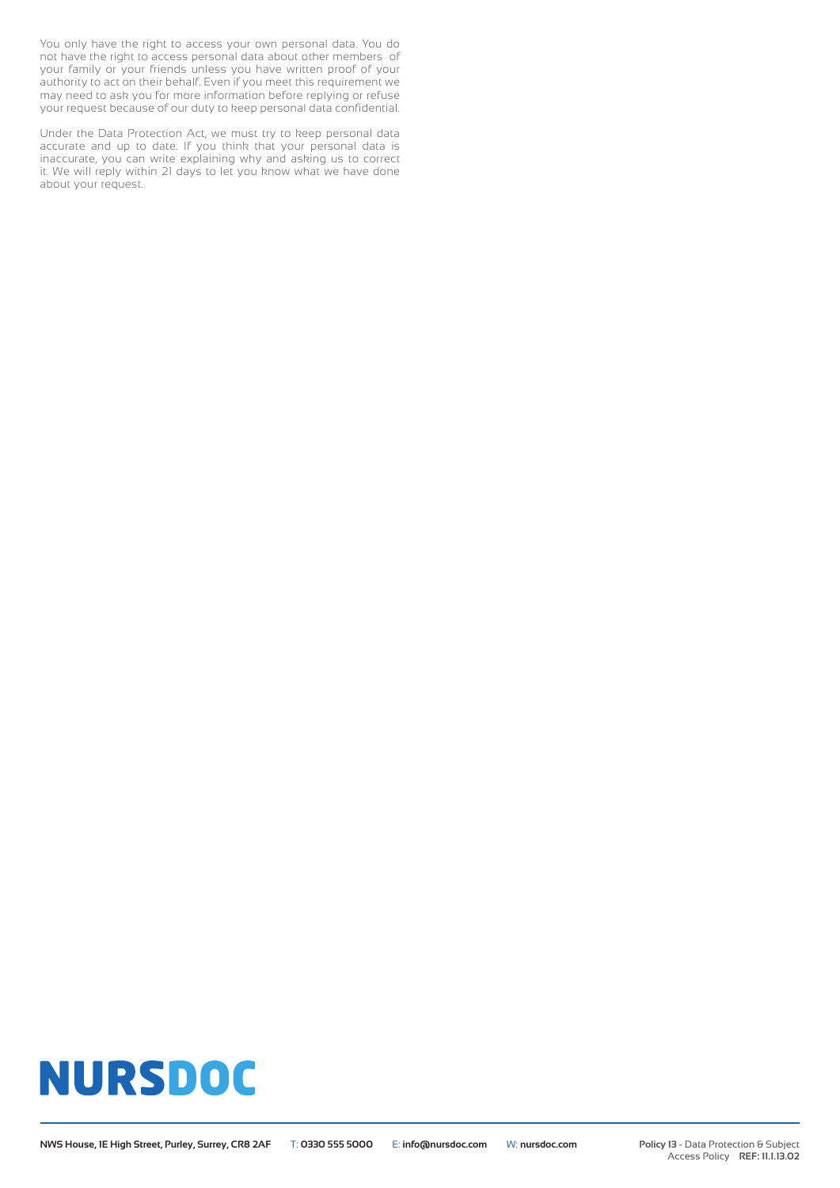You only have the right to access your own personal data. You do not have the right to access personal data about other members of your family or your friends unless you have written proof of your authority to act on their behalf. Even if you meet this requirement we may need to ask you for more information before replying or refuse your request because of our duty to keep personal data confidential.

Under the Data Protection Act, we must try to keep personal data accurate and up to date. If you think that your personal data is inaccurate, you can write explaining why and asking us to correct it. We will reply within 21 days to let you know what we have done about your request.